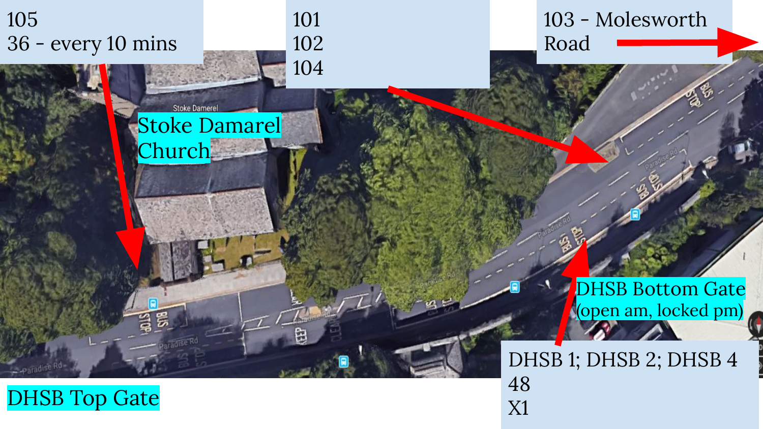105
36 - every 10 mins

101
102
104

103 - Molesworth Road

Stoke Damerel Church

DHSB Bottom Gate (open am, locked pm)

DHSB Top Gate

DHSB 1; DHSB 2; DHSB 4
48
X1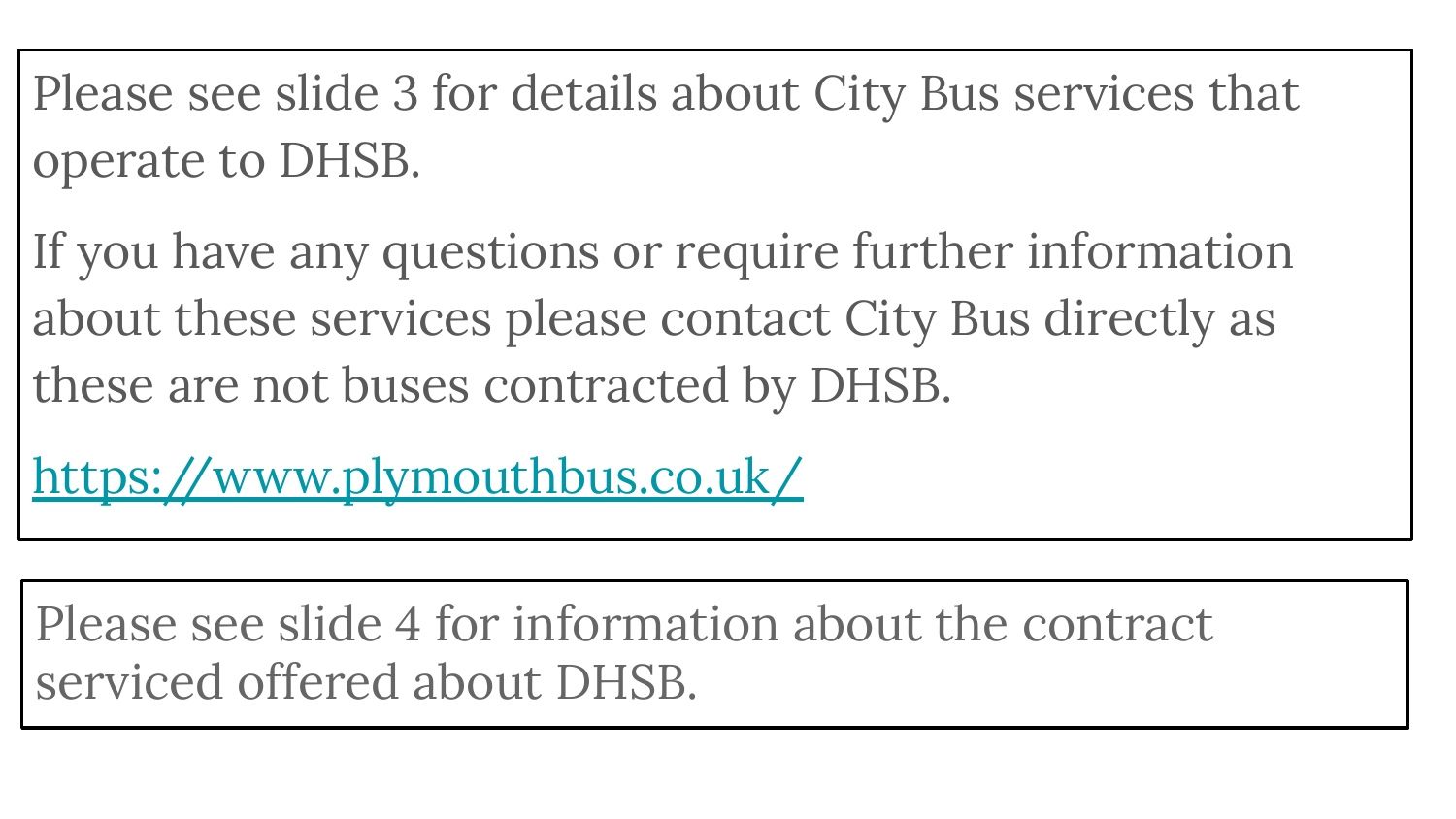Please see slide 3 for details about City Bus services that operate to DHSB.

If you have any questions or require further information about these services please contact City Bus directly as these are not buses contracted by DHSB.

https://www.plymouthbus.co.uk/

Please see slide 4 for information about the contract serviced offered about DHSB.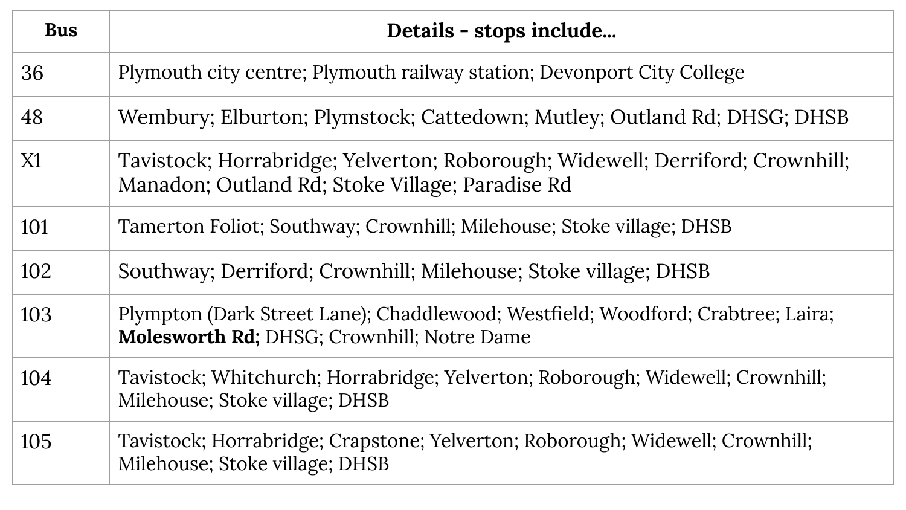| Bus | Details - stops include... |
|---|---|
| 36 | Plymouth city centre; Plymouth railway station; Devonport City College |
| 48 | Wembury; Elburton; Plymstock; Cattedown; Mutley; Outland Rd; DHSG; DHSB |
| X1 | Tavistock; Horrabridge; Yelverton; Roborough; Widewell; Derriford; Crownhill; Manadon; Outland Rd; Stoke Village; Paradise Rd |
| 101 | Tamerton Foliot; Southway; Crownhill; Milehouse; Stoke village; DHSB |
| 102 | Southway; Derriford; Crownhill; Milehouse; Stoke village; DHSB |
| 103 | Plympton (Dark Street Lane); Chaddlewood; Westfield; Woodford; Crabtree; Laira; **Molesworth Rd;** DHSG; Crownhill; Notre Dame |
| 104 | Tavistock; Whitchurch; Horrabridge; Yelverton; Roborough; Widewell; Crownhill; Milehouse; Stoke village; DHSB |
| 105 | Tavistock; Horrabridge; Crapstone; Yelverton; Roborough; Widewell; Crownhill; Milehouse; Stoke village; DHSB |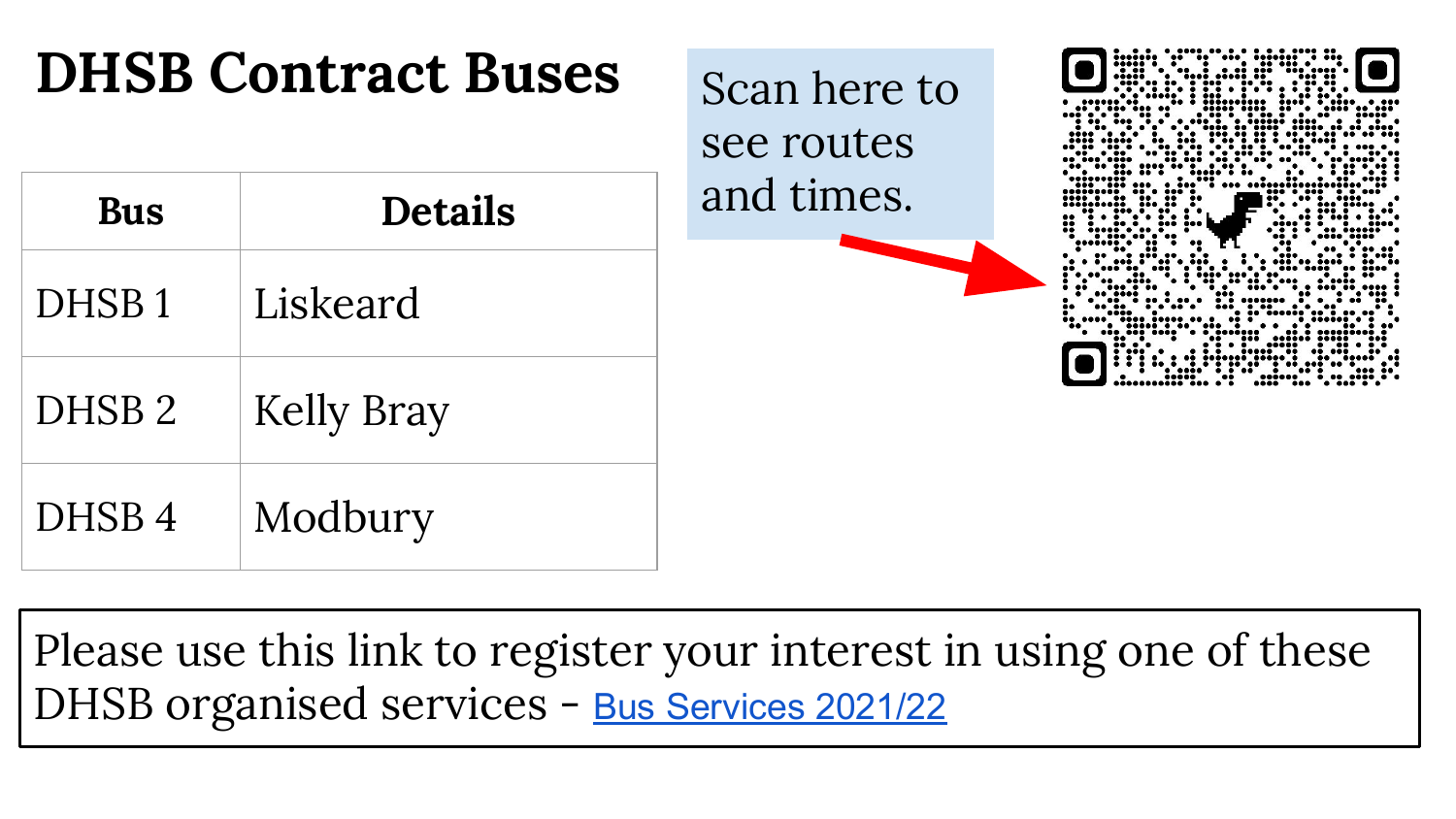# DHSB Contract Buses

| Bus | Details |
|---|---|
| DHSB 1 | Liskeard |
| DHSB 2 | Kelly Bray |
| DHSB 4 | Modbury |

Scan here to see routes and times.

Please use this link to register your interest in using one of these DHSB organised services - Bus Services 2021/22